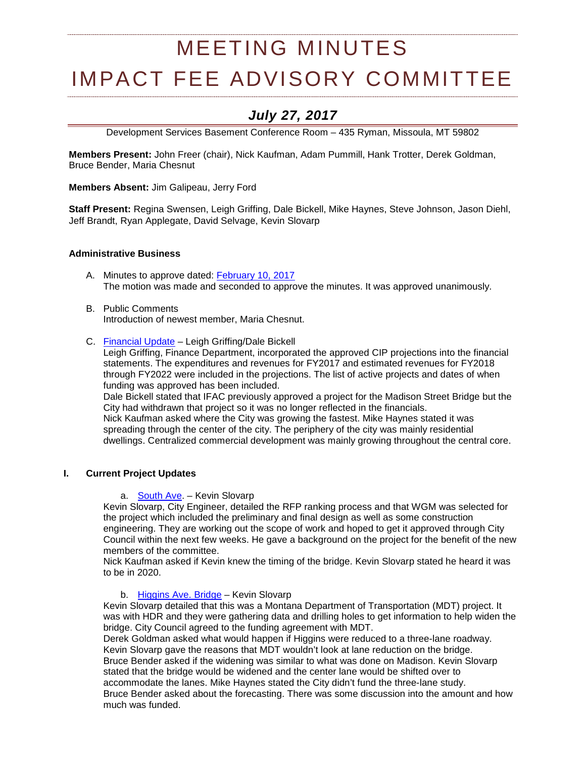# MEETING MINUTES
# IMPACT FEE ADVISORY COMMITTEE

## *July 27, 2017*

Development Services Basement Conference Room – 435 Ryman, Missoula, MT 59802

**Members Present:** John Freer (chair), Nick Kaufman, Adam Pummill, Hank Trotter, Derek Goldman, Bruce Bender, Maria Chesnut

**Members Absent:** Jim Galipeau, Jerry Ford

**Staff Present:** Regina Swensen, Leigh Griffing, Dale Bickell, Mike Haynes, Steve Johnson, Jason Diehl, Jeff Brandt, Ryan Applegate, David Selvage, Kevin Slovarp

**Administrative Business**

A. Minutes to approve dated: February 10, 2017
The motion was made and seconded to approve the minutes. It was approved unanimously.

B. Public Comments
Introduction of newest member, Maria Chesnut.

C. Financial Update – Leigh Griffing/Dale Bickell
Leigh Griffing, Finance Department, incorporated the approved CIP projections into the financial statements. The expenditures and revenues for FY2017 and estimated revenues for FY2018 through FY2022 were included in the projections. The list of active projects and dates of when funding was approved has been included.
Dale Bickell stated that IFAC previously approved a project for the Madison Street Bridge but the City had withdrawn that project so it was no longer reflected in the financials.
Nick Kaufman asked where the City was growing the fastest. Mike Haynes stated it was spreading through the center of the city. The periphery of the city was mainly residential dwellings. Centralized commercial development was mainly growing throughout the central core.

**I. Current Project Updates**

a. South Ave. – Kevin Slovarp
Kevin Slovarp, City Engineer, detailed the RFP ranking process and that WGM was selected for the project which included the preliminary and final design as well as some construction engineering. They are working out the scope of work and hoped to get it approved through City Council within the next few weeks. He gave a background on the project for the benefit of the new members of the committee.
Nick Kaufman asked if Kevin knew the timing of the bridge. Kevin Slovarp stated he heard it was to be in 2020.

b. Higgins Ave. Bridge – Kevin Slovarp
Kevin Slovarp detailed that this was a Montana Department of Transportation (MDT) project. It was with HDR and they were gathering data and drilling holes to get information to help widen the bridge. City Council agreed to the funding agreement with MDT.
Derek Goldman asked what would happen if Higgins were reduced to a three-lane roadway. Kevin Slovarp gave the reasons that MDT wouldn't look at lane reduction on the bridge.
Bruce Bender asked if the widening was similar to what was done on Madison. Kevin Slovarp stated that the bridge would be widened and the center lane would be shifted over to accommodate the lanes. Mike Haynes stated the City didn't fund the three-lane study.
Bruce Bender asked about the forecasting. There was some discussion into the amount and how much was funded.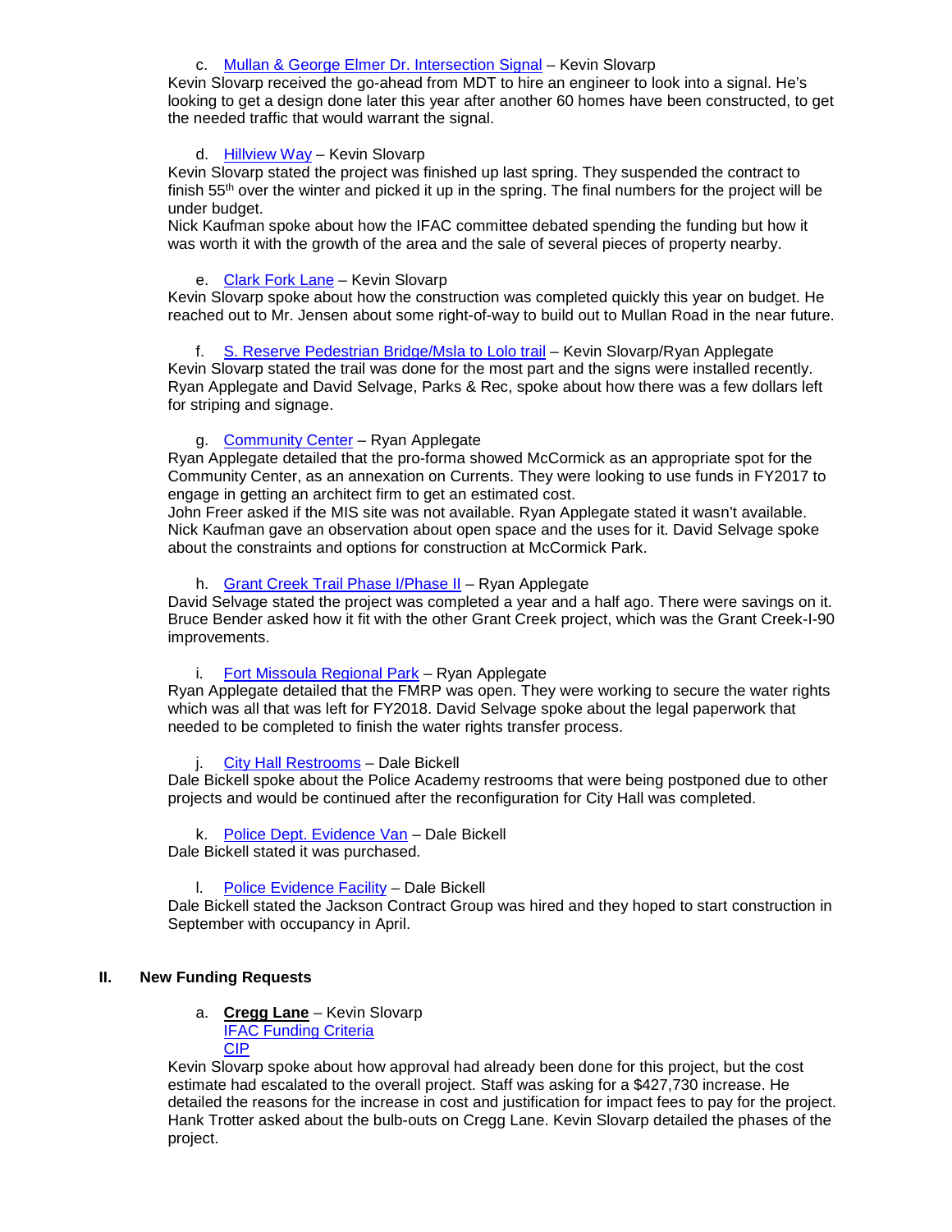c. Mullan & George Elmer Dr. Intersection Signal – Kevin Slovarp

Kevin Slovarp received the go-ahead from MDT to hire an engineer to look into a signal. He's looking to get a design done later this year after another 60 homes have been constructed, to get the needed traffic that would warrant the signal.

d. Hillview Way – Kevin Slovarp

Kevin Slovarp stated the project was finished up last spring. They suspended the contract to finish 55th over the winter and picked it up in the spring. The final numbers for the project will be under budget.

Nick Kaufman spoke about how the IFAC committee debated spending the funding but how it was worth it with the growth of the area and the sale of several pieces of property nearby.

e. Clark Fork Lane – Kevin Slovarp

Kevin Slovarp spoke about how the construction was completed quickly this year on budget. He reached out to Mr. Jensen about some right-of-way to build out to Mullan Road in the near future.

f. S. Reserve Pedestrian Bridge/Msla to Lolo trail – Kevin Slovarp/Ryan Applegate

Kevin Slovarp stated the trail was done for the most part and the signs were installed recently. Ryan Applegate and David Selvage, Parks & Rec, spoke about how there was a few dollars left for striping and signage.

g. Community Center – Ryan Applegate

Ryan Applegate detailed that the pro-forma showed McCormick as an appropriate spot for the Community Center, as an annexation on Currents. They were looking to use funds in FY2017 to engage in getting an architect firm to get an estimated cost.

John Freer asked if the MIS site was not available. Ryan Applegate stated it wasn't available. Nick Kaufman gave an observation about open space and the uses for it. David Selvage spoke about the constraints and options for construction at McCormick Park.

h. Grant Creek Trail Phase I/Phase II – Ryan Applegate

David Selvage stated the project was completed a year and a half ago. There were savings on it. Bruce Bender asked how it fit with the other Grant Creek project, which was the Grant Creek-I-90 improvements.

i. Fort Missoula Regional Park – Ryan Applegate

Ryan Applegate detailed that the FMRP was open. They were working to secure the water rights which was all that was left for FY2018. David Selvage spoke about the legal paperwork that needed to be completed to finish the water rights transfer process.

j. City Hall Restrooms – Dale Bickell

Dale Bickell spoke about the Police Academy restrooms that were being postponed due to other projects and would be continued after the reconfiguration for City Hall was completed.

k. Police Dept. Evidence Van – Dale Bickell

Dale Bickell stated it was purchased.

l. Police Evidence Facility – Dale Bickell

Dale Bickell stated the Jackson Contract Group was hired and they hoped to start construction in September with occupancy in April.

## II. New Funding Requests

a. **Cregg Lane** – Kevin Slovarp
IFAC Funding Criteria
CIP

Kevin Slovarp spoke about how approval had already been done for this project, but the cost estimate had escalated to the overall project. Staff was asking for a $427,730 increase. He detailed the reasons for the increase in cost and justification for impact fees to pay for the project. Hank Trotter asked about the bulb-outs on Cregg Lane. Kevin Slovarp detailed the phases of the project.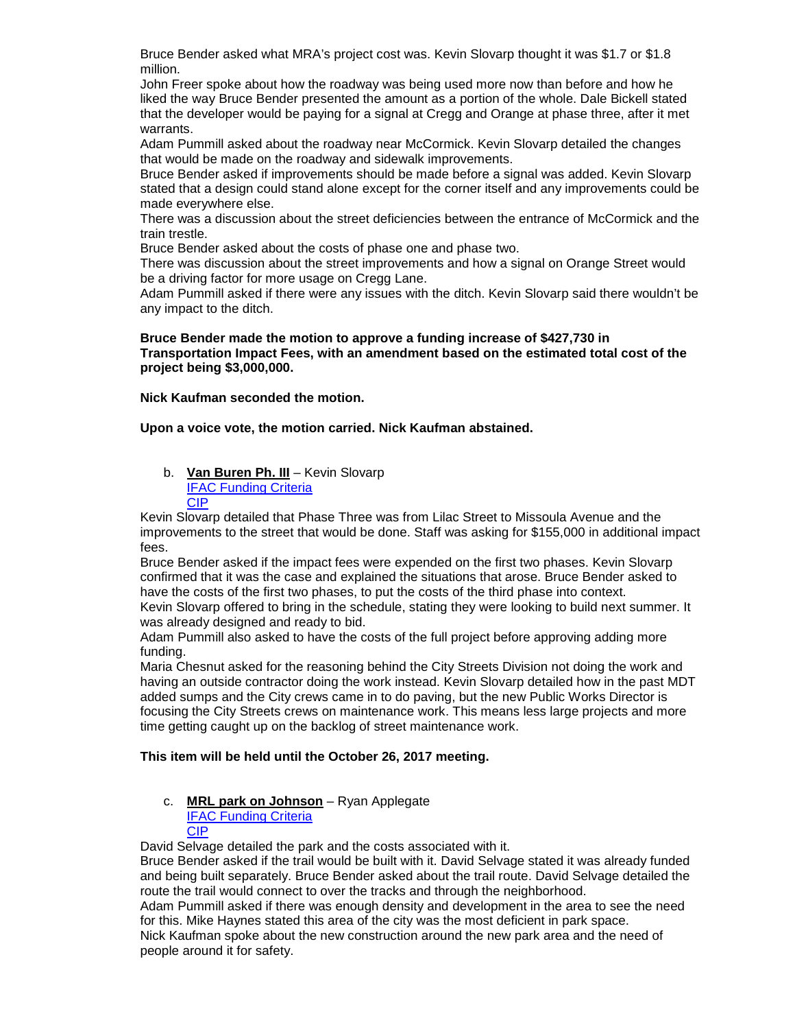Bruce Bender asked what MRA's project cost was. Kevin Slovarp thought it was $1.7 or $1.8 million.

John Freer spoke about how the roadway was being used more now than before and how he liked the way Bruce Bender presented the amount as a portion of the whole. Dale Bickell stated that the developer would be paying for a signal at Cregg and Orange at phase three, after it met warrants.

Adam Pummill asked about the roadway near McCormick. Kevin Slovarp detailed the changes that would be made on the roadway and sidewalk improvements.

Bruce Bender asked if improvements should be made before a signal was added. Kevin Slovarp stated that a design could stand alone except for the corner itself and any improvements could be made everywhere else.

There was a discussion about the street deficiencies between the entrance of McCormick and the train trestle.

Bruce Bender asked about the costs of phase one and phase two.

There was discussion about the street improvements and how a signal on Orange Street would be a driving factor for more usage on Cregg Lane.

Adam Pummill asked if there were any issues with the ditch. Kevin Slovarp said there wouldn't be any impact to the ditch.

**Bruce Bender made the motion to approve a funding increase of $427,730 in Transportation Impact Fees, with an amendment based on the estimated total cost of the project being $3,000,000.**

**Nick Kaufman seconded the motion.**

**Upon a voice vote, the motion carried. Nick Kaufman abstained.**

b. **Van Buren Ph. III** – Kevin Slovarp
   IFAC Funding Criteria
   CIP

Kevin Slovarp detailed that Phase Three was from Lilac Street to Missoula Avenue and the improvements to the street that would be done. Staff was asking for $155,000 in additional impact fees.

Bruce Bender asked if the impact fees were expended on the first two phases. Kevin Slovarp confirmed that it was the case and explained the situations that arose. Bruce Bender asked to have the costs of the first two phases, to put the costs of the third phase into context.

Kevin Slovarp offered to bring in the schedule, stating they were looking to build next summer. It was already designed and ready to bid.

Adam Pummill also asked to have the costs of the full project before approving adding more funding.

Maria Chesnut asked for the reasoning behind the City Streets Division not doing the work and having an outside contractor doing the work instead. Kevin Slovarp detailed how in the past MDT added sumps and the City crews came in to do paving, but the new Public Works Director is focusing the City Streets crews on maintenance work. This means less large projects and more time getting caught up on the backlog of street maintenance work.

**This item will be held until the October 26, 2017 meeting.**

c. **MRL park on Johnson** – Ryan Applegate
   IFAC Funding Criteria
   CIP

David Selvage detailed the park and the costs associated with it.

Bruce Bender asked if the trail would be built with it. David Selvage stated it was already funded and being built separately. Bruce Bender asked about the trail route. David Selvage detailed the route the trail would connect to over the tracks and through the neighborhood.

Adam Pummill asked if there was enough density and development in the area to see the need for this. Mike Haynes stated this area of the city was the most deficient in park space.

Nick Kaufman spoke about the new construction around the new park area and the need of people around it for safety.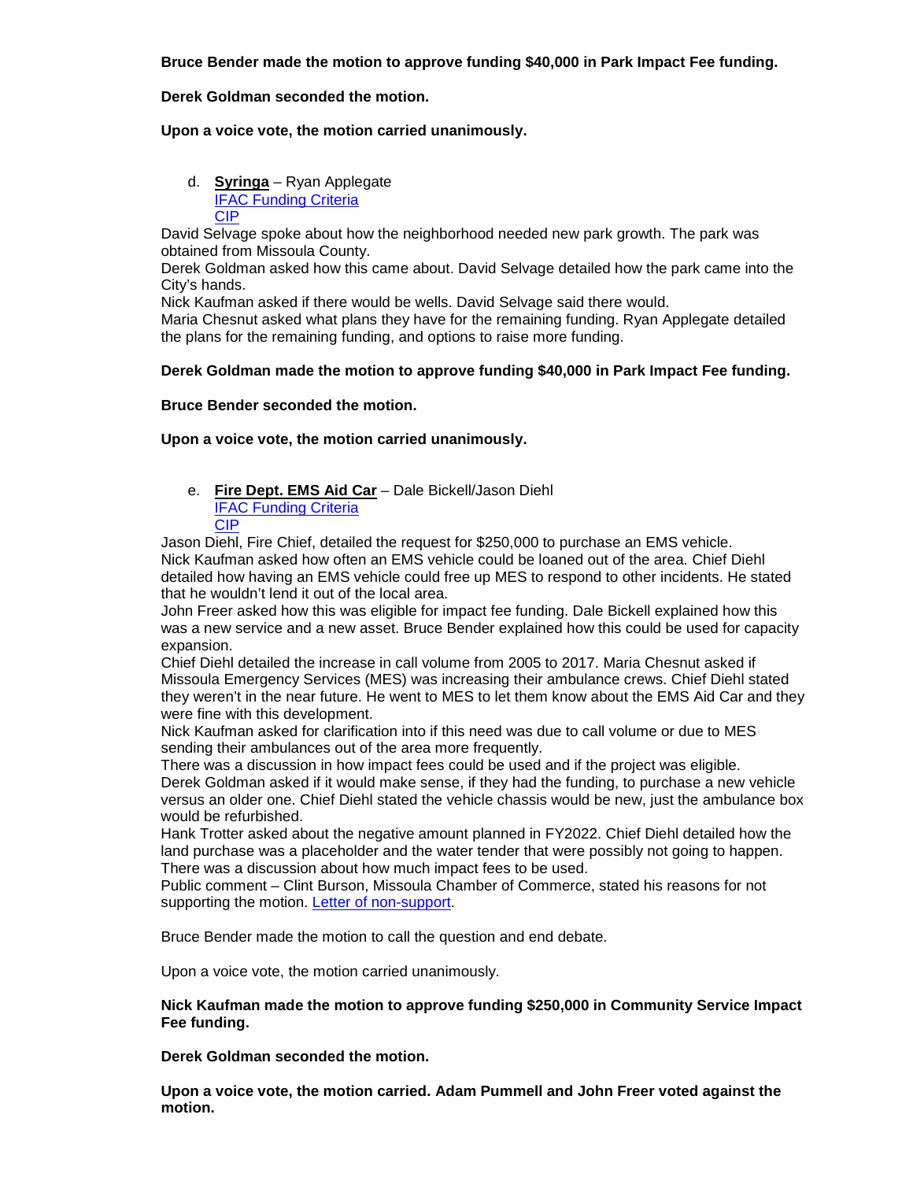**Bruce Bender made the motion to approve funding $40,000 in Park Impact Fee funding.**

**Derek Goldman seconded the motion.**

**Upon a voice vote, the motion carried unanimously.**

d. **Syringa** – Ryan Applegate
   IFAC Funding Criteria
   CIP

David Selvage spoke about how the neighborhood needed new park growth. The park was obtained from Missoula County.
Derek Goldman asked how this came about. David Selvage detailed how the park came into the City's hands.
Nick Kaufman asked if there would be wells. David Selvage said there would.
Maria Chesnut asked what plans they have for the remaining funding. Ryan Applegate detailed the plans for the remaining funding, and options to raise more funding.

**Derek Goldman made the motion to approve funding $40,000 in Park Impact Fee funding.**

**Bruce Bender seconded the motion.**

**Upon a voice vote, the motion carried unanimously.**

e. **Fire Dept. EMS Aid Car** – Dale Bickell/Jason Diehl
   IFAC Funding Criteria
   CIP

Jason Diehl, Fire Chief, detailed the request for $250,000 to purchase an EMS vehicle.
Nick Kaufman asked how often an EMS vehicle could be loaned out of the area. Chief Diehl detailed how having an EMS vehicle could free up MES to respond to other incidents. He stated that he wouldn't lend it out of the local area.
John Freer asked how this was eligible for impact fee funding. Dale Bickell explained how this was a new service and a new asset. Bruce Bender explained how this could be used for capacity expansion.
Chief Diehl detailed the increase in call volume from 2005 to 2017. Maria Chesnut asked if Missoula Emergency Services (MES) was increasing their ambulance crews. Chief Diehl stated they weren't in the near future. He went to MES to let them know about the EMS Aid Car and they were fine with this development.
Nick Kaufman asked for clarification into if this need was due to call volume or due to MES sending their ambulances out of the area more frequently.
There was a discussion in how impact fees could be used and if the project was eligible.
Derek Goldman asked if it would make sense, if they had the funding, to purchase a new vehicle versus an older one. Chief Diehl stated the vehicle chassis would be new, just the ambulance box would be refurbished.
Hank Trotter asked about the negative amount planned in FY2022. Chief Diehl detailed how the land purchase was a placeholder and the water tender that were possibly not going to happen.
There was a discussion about how much impact fees to be used.
Public comment – Clint Burson, Missoula Chamber of Commerce, stated his reasons for not supporting the motion. Letter of non-support.

Bruce Bender made the motion to call the question and end debate.

Upon a voice vote, the motion carried unanimously.

**Nick Kaufman made the motion to approve funding $250,000 in Community Service Impact Fee funding.**

**Derek Goldman seconded the motion.**

**Upon a voice vote, the motion carried. Adam Pummell and John Freer voted against the motion.**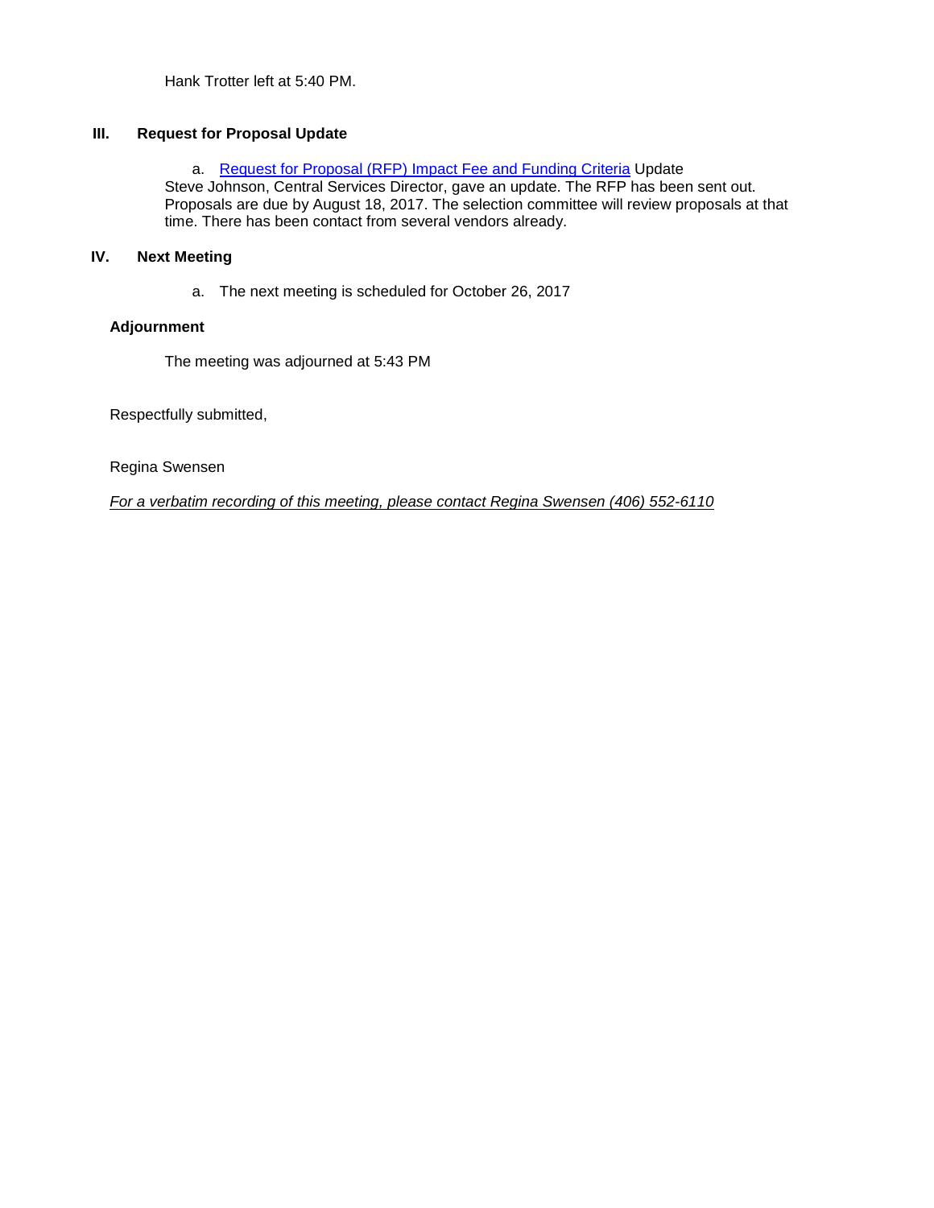Hank Trotter left at 5:40 PM.

## III. Request for Proposal Update

a. [Request for Proposal (RFP) Impact Fee and Funding Criteria](#) Update

Steve Johnson, Central Services Director, gave an update. The RFP has been sent out. Proposals are due by August 18, 2017. The selection committee will review proposals at that time. There has been contact from several vendors already.

## IV. Next Meeting

a. The next meeting is scheduled for October 26, 2017

## Adjournment

The meeting was adjourned at 5:43 PM

Respectfully submitted,

Regina Swensen

*For a verbatim recording of this meeting, please contact Regina Swensen (406) 552-6110*